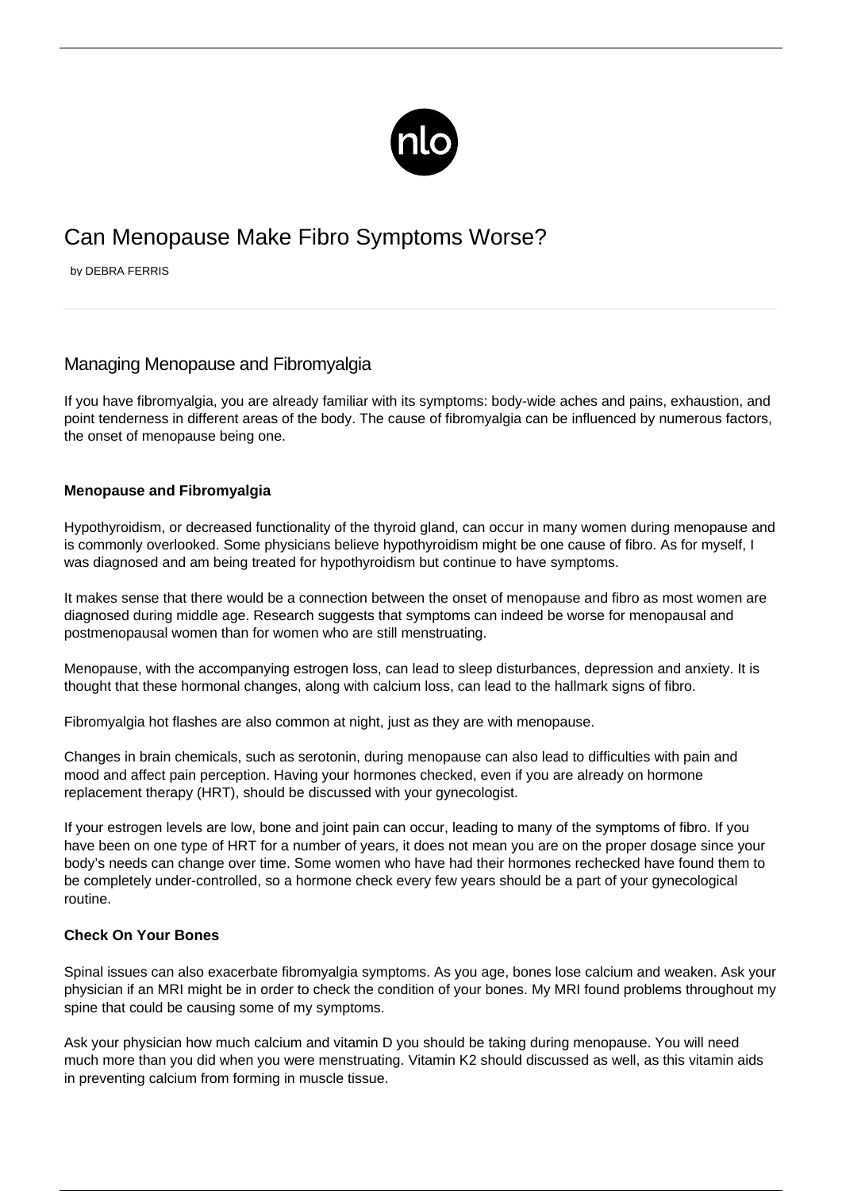# Can Menopause Make Fibro Symptoms Worse?

by DEBRA FERRIS

## Managing Menopause and Fibromyalgia

If you have fibromyalgia, you are already familiar with its symptoms: body-wide aches and pains, exhaustion, and point tenderness in different areas of the body. The cause of fibromyalgia can be influenced by numerous factors, the onset of menopause being one.

**Menopause and Fibromyalgia**

Hypothyroidism, or decreased functionality of the thyroid gland, can occur in many women during menopause and is commonly overlooked. Some physicians believe hypothyroidism might be one cause of fibro. As for myself, I was diagnosed and am being treated for hypothyroidism but continue to have symptoms.

It makes sense that there would be a connection between the onset of menopause and fibro as most women are diagnosed during middle age. Research suggests that symptoms can indeed be worse for menopausal and postmenopausal women than for women who are still menstruating.

Menopause, with the accompanying estrogen loss, can lead to sleep disturbances, depression and anxiety. It is thought that these hormonal changes, along with calcium loss, can lead to the hallmark signs of fibro.

Fibromyalgia hot flashes are also common at night, just as they are with menopause.

Changes in brain chemicals, such as serotonin, during menopause can also lead to difficulties with pain and mood and affect pain perception. Having your hormones checked, even if you are already on hormone replacement therapy (HRT), should be discussed with your gynecologist.

If your estrogen levels are low, bone and joint pain can occur, leading to many of the symptoms of fibro. If you have been on one type of HRT for a number of years, it does not mean you are on the proper dosage since your body's needs can change over time. Some women who have had their hormones rechecked have found them to be completely under-controlled, so a hormone check every few years should be a part of your gynecological routine.

**Check On Your Bones**

Spinal issues can also exacerbate fibromyalgia symptoms. As you age, bones lose calcium and weaken. Ask your physician if an MRI might be in order to check the condition of your bones. My MRI found problems throughout my spine that could be causing some of my symptoms.

Ask your physician how much calcium and vitamin D you should be taking during menopause. You will need much more than you did when you were menstruating. Vitamin K2 should discussed as well, as this vitamin aids in preventing calcium from forming in muscle tissue.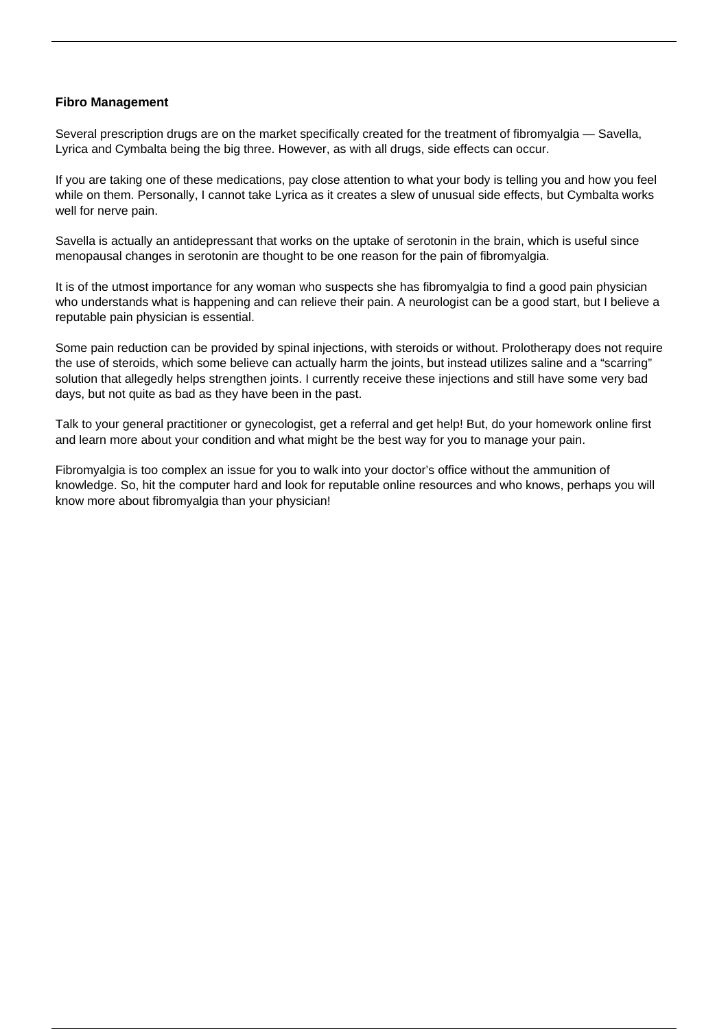**Fibro Management**

Several prescription drugs are on the market specifically created for the treatment of fibromyalgia — Savella, Lyrica and Cymbalta being the big three. However, as with all drugs, side effects can occur.

If you are taking one of these medications, pay close attention to what your body is telling you and how you feel while on them. Personally, I cannot take Lyrica as it creates a slew of unusual side effects, but Cymbalta works well for nerve pain.

Savella is actually an antidepressant that works on the uptake of serotonin in the brain, which is useful since menopausal changes in serotonin are thought to be one reason for the pain of fibromyalgia.

It is of the utmost importance for any woman who suspects she has fibromyalgia to find a good pain physician who understands what is happening and can relieve their pain. A neurologist can be a good start, but I believe a reputable pain physician is essential.

Some pain reduction can be provided by spinal injections, with steroids or without. Prolotherapy does not require the use of steroids, which some believe can actually harm the joints, but instead utilizes saline and a "scarring" solution that allegedly helps strengthen joints. I currently receive these injections and still have some very bad days, but not quite as bad as they have been in the past.

Talk to your general practitioner or gynecologist, get a referral and get help! But, do your homework online first and learn more about your condition and what might be the best way for you to manage your pain.

Fibromyalgia is too complex an issue for you to walk into your doctor's office without the ammunition of knowledge. So, hit the computer hard and look for reputable online resources and who knows, perhaps you will know more about fibromyalgia than your physician!